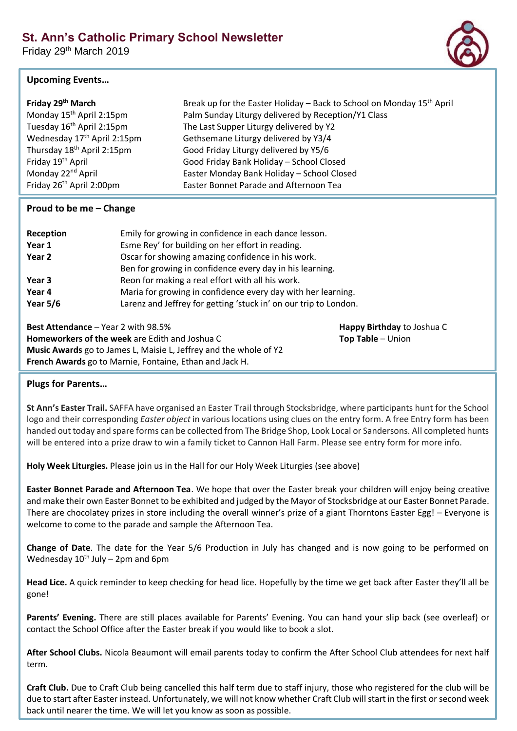# St. Ann's Catholic Primary School Newsletter

Friday 29th March 2019

## Upcoming Events…

| | |
|---|---|
| **Friday 29th March** | Break up for the Easter Holiday – Back to School on Monday 15th April |
| Monday 15th April 2:15pm | Palm Sunday Liturgy delivered by Reception/Y1 Class |
| Tuesday 16th April 2:15pm | The Last Supper Liturgy delivered by Y2 |
| Wednesday 17th April 2:15pm | Gethsemane Liturgy delivered by Y3/4 |
| Thursday 18th April 2:15pm | Good Friday Liturgy delivered by Y5/6 |
| Friday 19th April | Good Friday Bank Holiday – School Closed |
| Monday 22nd April | Easter Monday Bank Holiday – School Closed |
| Friday 26th April 2:00pm | Easter Bonnet Parade and Afternoon Tea |

## Proud to be me – Change

| | |
|---|---|
| **Reception** | Emily for growing in confidence in each dance lesson. |
| **Year 1** | Esme Rey' for building on her effort in reading. |
| **Year 2** | Oscar for showing amazing confidence in his work. |
| | Ben for growing in confidence every day in his learning. |
| **Year 3** | Reon for making a real effort with all his work. |
| **Year 4** | Maria for growing in confidence every day with her learning. |
| **Year 5/6** | Larenz and Jeffrey for getting 'stuck in' on our trip to London. |

**Best Attendance** – Year 2 with 98.5%
**Homeworkers of the week** are Edith and Joshua C
**Music Awards** go to James L, Maisie L, Jeffrey and the whole of Y2
**French Awards** go to Marnie, Fontaine, Ethan and Jack H.

**Happy Birthday** to Joshua C
**Top Table** – Union

## Plugs for Parents…

**St Ann's Easter Trail.** SAFFA have organised an Easter Trail through Stocksbridge, where participants hunt for the School logo and their corresponding *Easter object* in various locations using clues on the entry form. A free Entry form has been handed out today and spare forms can be collected from The Bridge Shop, Look Local or Sandersons. All completed hunts will be entered into a prize draw to win a family ticket to Cannon Hall Farm. Please see entry form for more info.

**Holy Week Liturgies.** Please join us in the Hall for our Holy Week Liturgies (see above)

**Easter Bonnet Parade and Afternoon Tea**. We hope that over the Easter break your children will enjoy being creative and make their own Easter Bonnet to be exhibited and judged by the Mayor of Stocksbridge at our Easter Bonnet Parade. There are chocolatey prizes in store including the overall winner's prize of a giant Thorntons Easter Egg! – Everyone is welcome to come to the parade and sample the Afternoon Tea.

**Change of Date**. The date for the Year 5/6 Production in July has changed and is now going to be performed on Wednesday 10th July – 2pm and 6pm

**Head Lice.** A quick reminder to keep checking for head lice. Hopefully by the time we get back after Easter they'll all be gone!

**Parents' Evening.** There are still places available for Parents' Evening. You can hand your slip back (see overleaf) or contact the School Office after the Easter break if you would like to book a slot.

**After School Clubs.** Nicola Beaumont will email parents today to confirm the After School Club attendees for next half term.

**Craft Club.** Due to Craft Club being cancelled this half term due to staff injury, those who registered for the club will be due to start after Easter instead. Unfortunately, we will not know whether Craft Club will start in the first or second week back until nearer the time. We will let you know as soon as possible.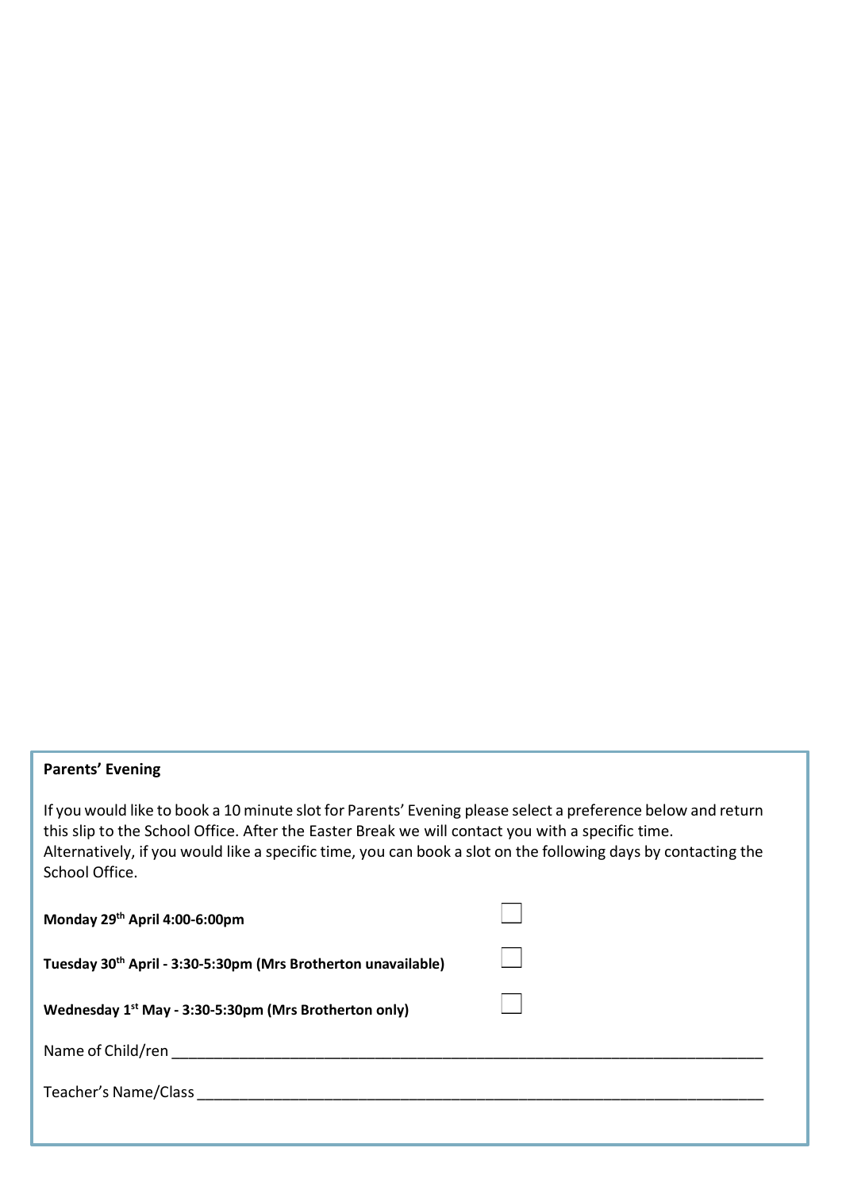**Parents' Evening**

If you would like to book a 10 minute slot for Parents' Evening please select a preference below and return this slip to the School Office. After the Easter Break we will contact you with a specific time. Alternatively, if you would like a specific time, you can book a slot on the following days by contacting the School Office.

**Monday 29th April 4:00-6:00pm** ☐

**Tuesday 30th April - 3:30-5:30pm (Mrs Brotherton unavailable)** ☐

**Wednesday 1st May - 3:30-5:30pm (Mrs Brotherton only)** ☐

Name of Child/ren ____________________________________________________________

Teacher's Name/Class __________________________________________________________